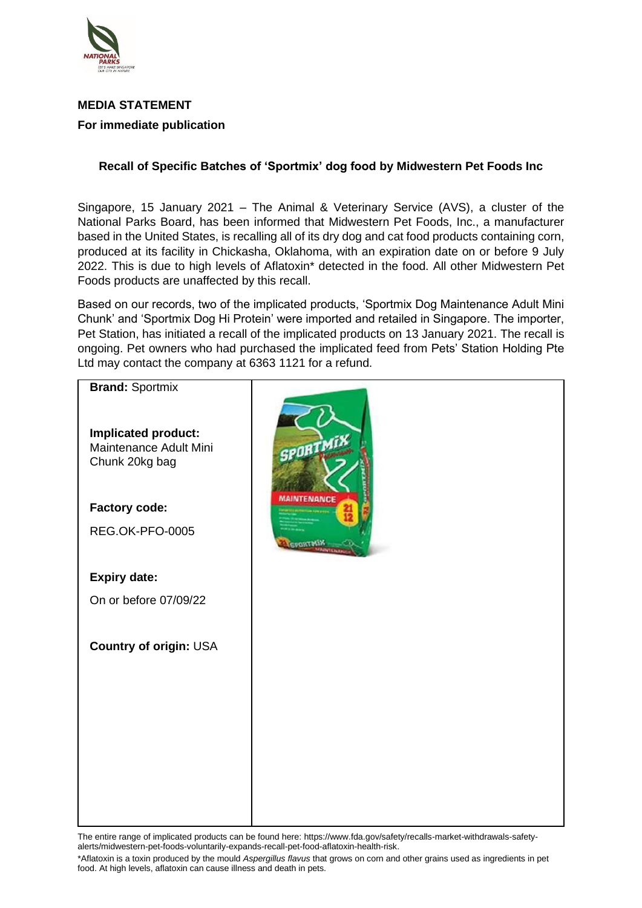**MEDIA STATEMENT**

**For immediate publication**

### Recall of Specific Batches of 'Sportmix' dog food by Midwestern Pet Foods Inc

Singapore, 15 January 2021 – The Animal & Veterinary Service (AVS), a cluster of the National Parks Board, has been informed that Midwestern Pet Foods, Inc., a manufacturer based in the United States, is recalling all of its dry dog and cat food products containing corn, produced at its facility in Chickasha, Oklahoma, with an expiration date on or before 9 July 2022. This is due to high levels of Aflatoxin* detected in the food. All other Midwestern Pet Foods products are unaffected by this recall.

Based on our records, two of the implicated products, 'Sportmix Dog Maintenance Adult Mini Chunk' and 'Sportmix Dog Hi Protein' were imported and retailed in Singapore. The importer, Pet Station, has initiated a recall of the implicated products on 13 January 2021. The recall is ongoing. Pet owners who had purchased the implicated feed from Pets' Station Holding Pte Ltd may contact the company at 6363 1121 for a refund.

| | |
|---|---|
| **Brand:** Sportmix<br><br>**Implicated product:** Maintenance Adult Mini Chunk 20kg bag<br><br>**Factory code:**<br>REG.OK-PFO-0005<br><br>**Expiry date:**<br>On or before 07/09/22<br><br>**Country of origin:** USA | |

The entire range of implicated products can be found here: https://www.fda.gov/safety/recalls-market-withdrawals-safety-alerts/midwestern-pet-foods-voluntarily-expands-recall-pet-food-aflatoxin-health-risk.

*Aflatoxin is a toxin produced by the mould *Aspergillus flavus* that grows on corn and other grains used as ingredients in pet food. At high levels, aflatoxin can cause illness and death in pets.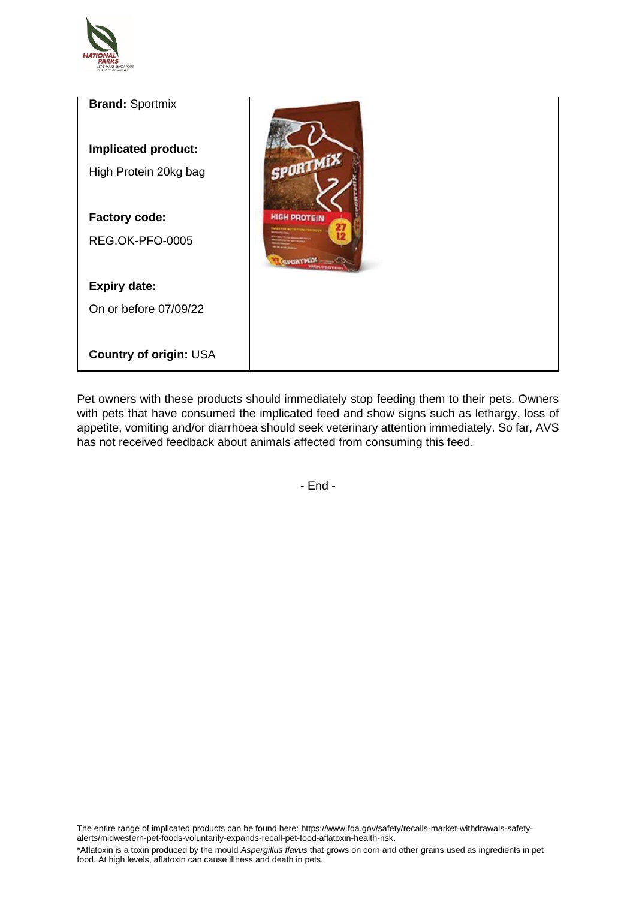**Brand:** Sportmix

**Implicated product:**
High Protein 20kg bag

**Factory code:**
REG.OK-PFO-0005

**Expiry date:**
On or before 07/09/22

**Country of origin:** USA

Pet owners with these products should immediately stop feeding them to their pets. Owners with pets that have consumed the implicated feed and show signs such as lethargy, loss of appetite, vomiting and/or diarrhoea should seek veterinary attention immediately. So far, AVS has not received feedback about animals affected from consuming this feed.

- End -

The entire range of implicated products can be found here: https://www.fda.gov/safety/recalls-market-withdrawals-safety-alerts/midwestern-pet-foods-voluntarily-expands-recall-pet-food-aflatoxin-health-risk.

*Aflatoxin is a toxin produced by the mould *Aspergillus flavus* that grows on corn and other grains used as ingredients in pet food. At high levels, aflatoxin can cause illness and death in pets.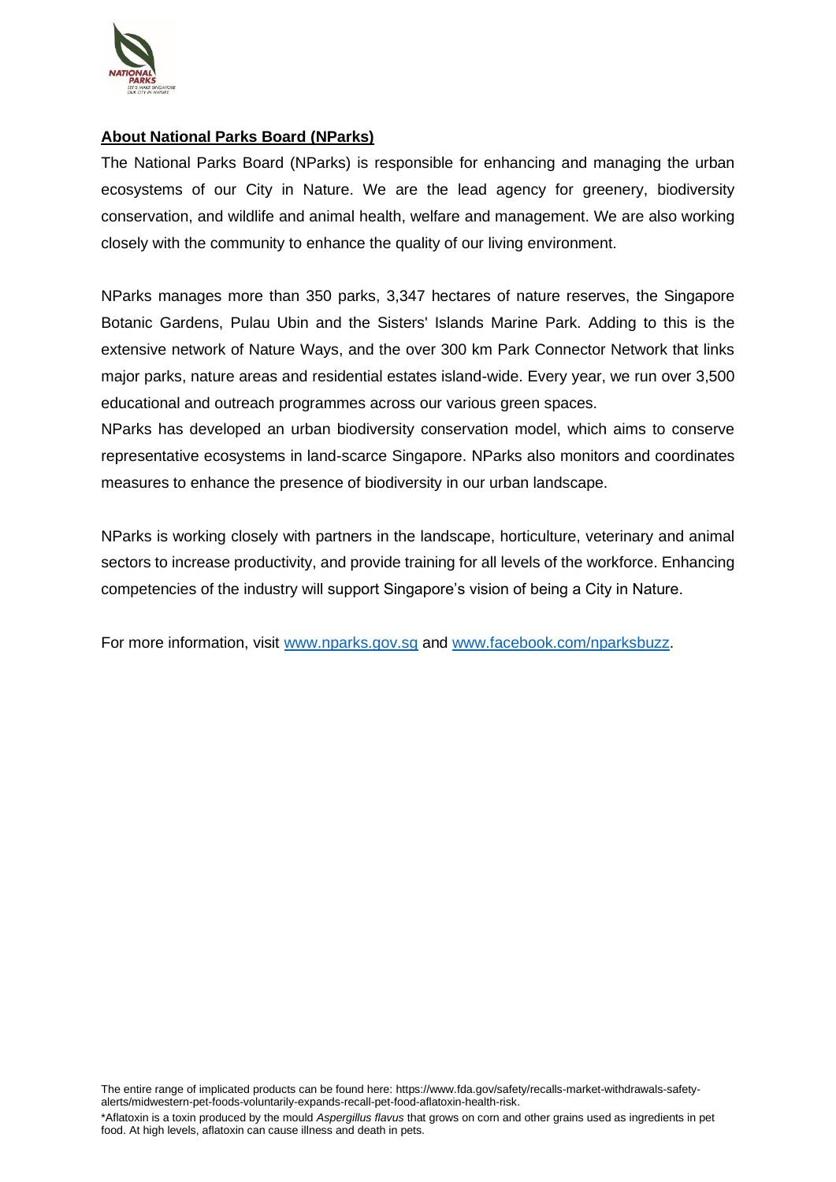## About National Parks Board (NParks)

The National Parks Board (NParks) is responsible for enhancing and managing the urban ecosystems of our City in Nature. We are the lead agency for greenery, biodiversity conservation, and wildlife and animal health, welfare and management. We are also working closely with the community to enhance the quality of our living environment.

NParks manages more than 350 parks, 3,347 hectares of nature reserves, the Singapore Botanic Gardens, Pulau Ubin and the Sisters' Islands Marine Park. Adding to this is the extensive network of Nature Ways, and the over 300 km Park Connector Network that links major parks, nature areas and residential estates island-wide. Every year, we run over 3,500 educational and outreach programmes across our various green spaces.

NParks has developed an urban biodiversity conservation model, which aims to conserve representative ecosystems in land-scarce Singapore. NParks also monitors and coordinates measures to enhance the presence of biodiversity in our urban landscape.

NParks is working closely with partners in the landscape, horticulture, veterinary and animal sectors to increase productivity, and provide training for all levels of the workforce. Enhancing competencies of the industry will support Singapore's vision of being a City in Nature.

For more information, visit [www.nparks.gov.sg](http://www.nparks.gov.sg) and [www.facebook.com/nparksbuzz](http://www.facebook.com/nparksbuzz).

The entire range of implicated products can be found here: https://www.fda.gov/safety/recalls-market-withdrawals-safety-alerts/midwestern-pet-foods-voluntarily-expands-recall-pet-food-aflatoxin-health-risk.

*Aflatoxin is a toxin produced by the mould *Aspergillus flavus* that grows on corn and other grains used as ingredients in pet food. At high levels, aflatoxin can cause illness and death in pets.